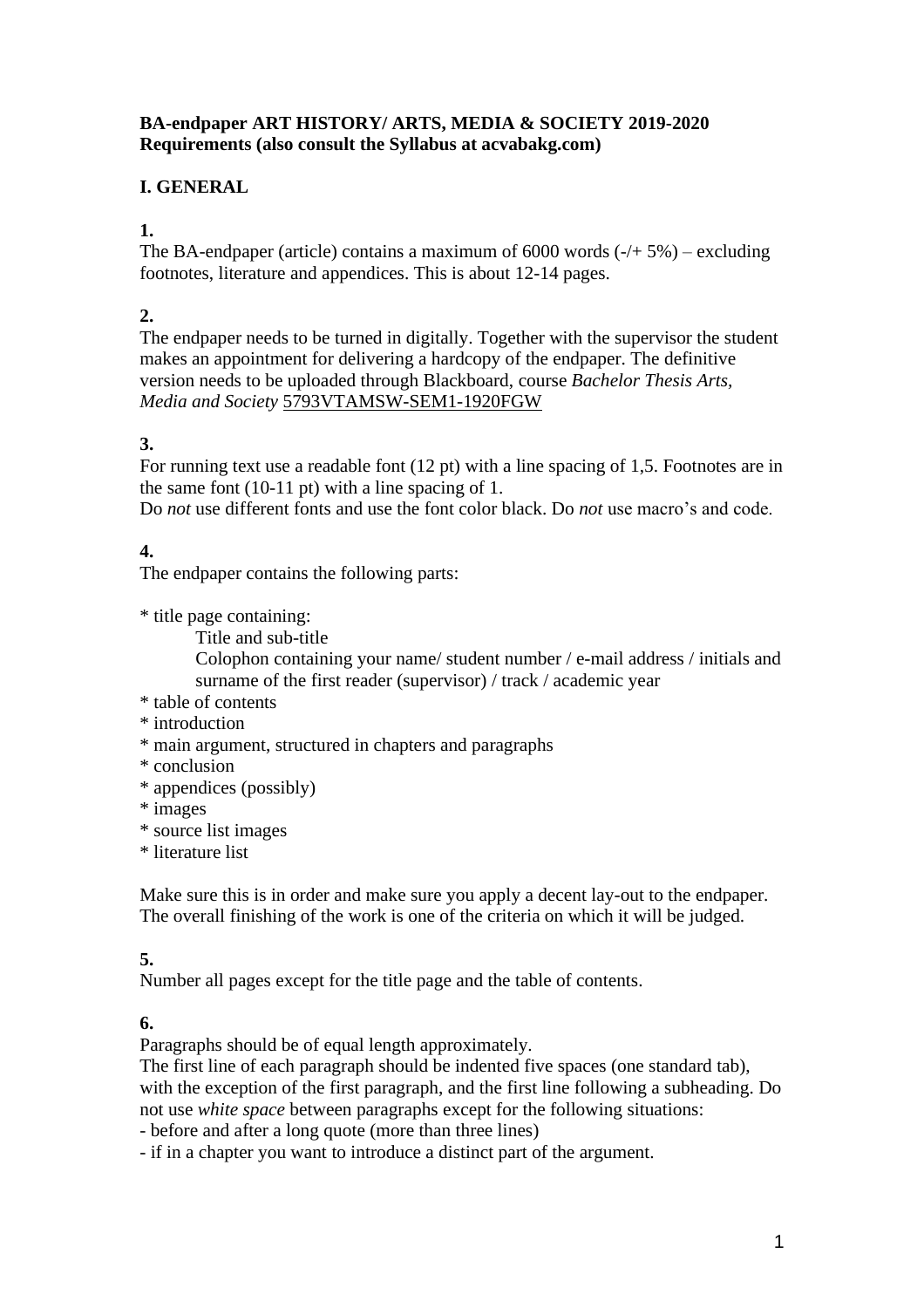**BA-endpaper ART HISTORY/ ARTS, MEDIA & SOCIETY 2019-2020**
**Requirements (also consult the Syllabus at acvabakg.com)**

## I. GENERAL

**1.**
The BA-endpaper (article) contains a maximum of 6000 words (-/+ 5%) – excluding footnotes, literature and appendices. This is about 12-14 pages.

**2.**
The endpaper needs to be turned in digitally. Together with the supervisor the student makes an appointment for delivering a hardcopy of the endpaper. The definitive version needs to be uploaded through Blackboard, course *Bachelor Thesis Arts, Media and Society* 5793VTAMSW-SEM1-1920FGW

**3.**
For running text use a readable font (12 pt) with a line spacing of 1,5. Footnotes are in the same font (10-11 pt) with a line spacing of 1.
Do *not* use different fonts and use the font color black. Do *not* use macro's and code.

**4.**
The endpaper contains the following parts:

* title page containing:
  Title and sub-title
  Colophon containing your name/ student number / e-mail address / initials and surname of the first reader (supervisor) / track / academic year
* table of contents
* introduction
* main argument, structured in chapters and paragraphs
* conclusion
* appendices (possibly)
* images
* source list images
* literature list

Make sure this is in order and make sure you apply a decent lay-out to the endpaper. The overall finishing of the work is one of the criteria on which it will be judged.

**5.**
Number all pages except for the title page and the table of contents.

**6.**
Paragraphs should be of equal length approximately.
The first line of each paragraph should be indented five spaces (one standard tab), with the exception of the first paragraph, and the first line following a subheading. Do not use *white space* between paragraphs except for the following situations:
- before and after a long quote (more than three lines)
- if in a chapter you want to introduce a distinct part of the argument.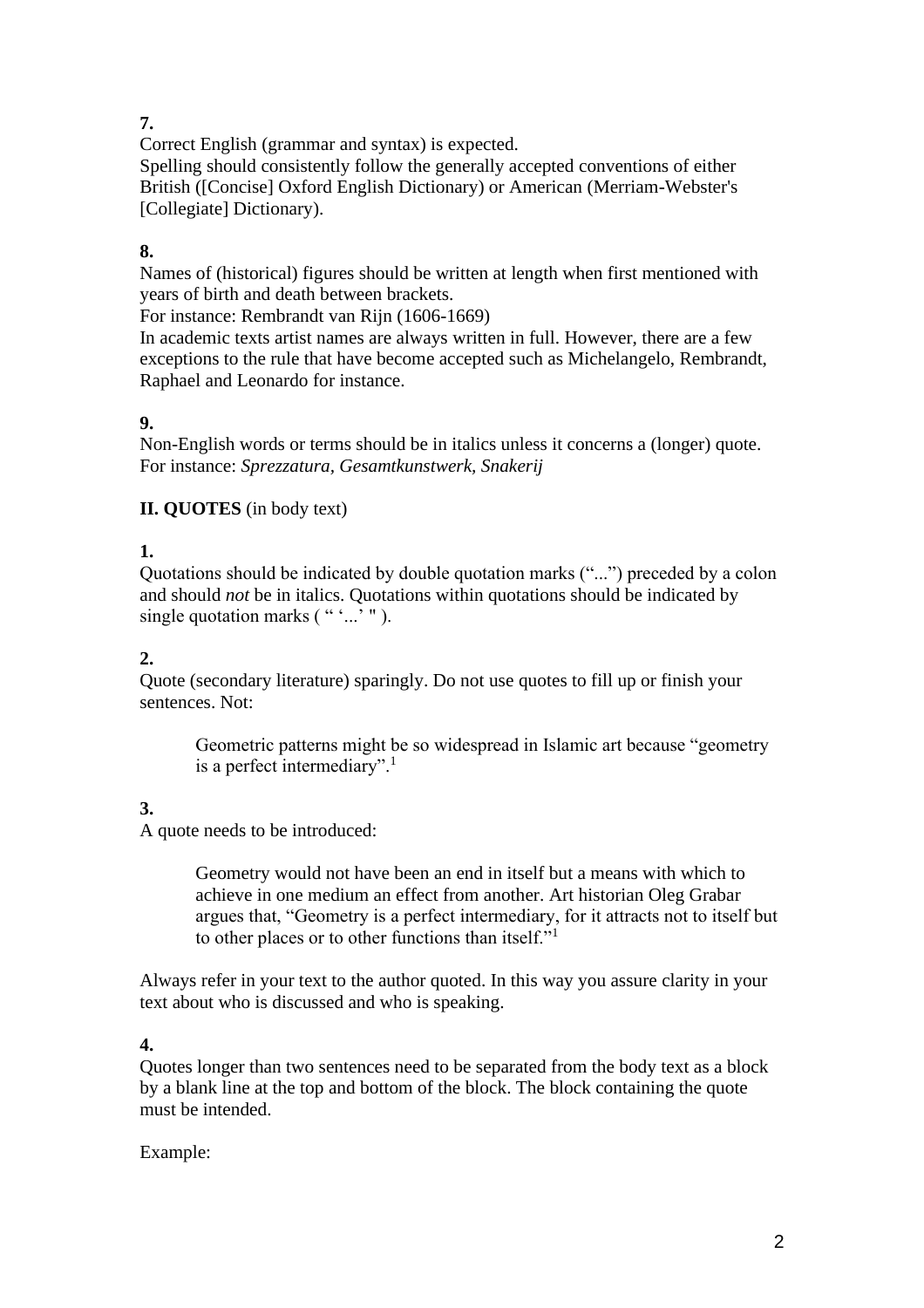**7.**
Correct English (grammar and syntax) is expected.
Spelling should consistently follow the generally accepted conventions of either British ([Concise] Oxford English Dictionary) or American (Merriam-Webster's [Collegiate] Dictionary).

**8.**
Names of (historical) figures should be written at length when first mentioned with years of birth and death between brackets.
For instance: Rembrandt van Rijn (1606-1669)
In academic texts artist names are always written in full. However, there are a few exceptions to the rule that have become accepted such as Michelangelo, Rembrandt, Raphael and Leonardo for instance.

**9.**
Non-English words or terms should be in italics unless it concerns a (longer) quote.
For instance: *Sprezzatura*, *Gesamtkunstwerk*, *Snakerij*

**II. QUOTES** (in body text)

**1.**
Quotations should be indicated by double quotation marks ("...") preceded by a colon and should *not* be in italics. Quotations within quotations should be indicated by single quotation marks ( " '...' " ).

**2.**
Quote (secondary literature) sparingly. Do not use quotes to fill up or finish your sentences. Not:

> Geometric patterns might be so widespread in Islamic art because "geometry is a perfect intermediary".[1]

**3.**
A quote needs to be introduced:

> Geometry would not have been an end in itself but a means with which to achieve in one medium an effect from another. Art historian Oleg Grabar argues that, "Geometry is a perfect intermediary, for it attracts not to itself but to other places or to other functions than itself."[1]

Always refer in your text to the author quoted. In this way you assure clarity in your text about who is discussed and who is speaking.

**4.**
Quotes longer than two sentences need to be separated from the body text as a block by a blank line at the top and bottom of the block. The block containing the quote must be intended.

Example: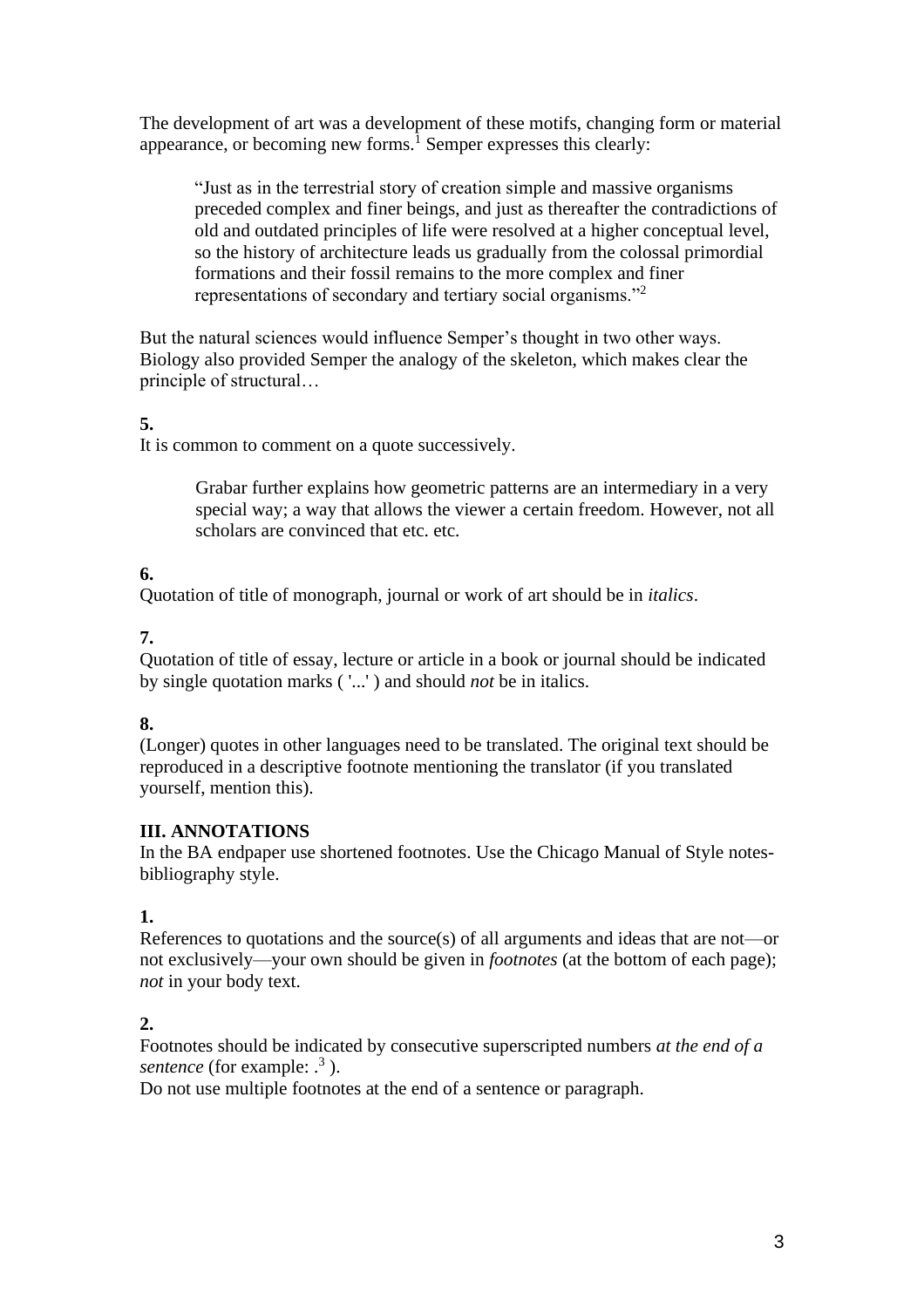The development of art was a development of these motifs, changing form or material appearance, or becoming new forms.[1] Semper expresses this clearly:

> "Just as in the terrestrial story of creation simple and massive organisms preceded complex and finer beings, and just as thereafter the contradictions of old and outdated principles of life were resolved at a higher conceptual level, so the history of architecture leads us gradually from the colossal primordial formations and their fossil remains to the more complex and finer representations of secondary and tertiary social organisms."[2]

But the natural sciences would influence Semper's thought in two other ways. Biology also provided Semper the analogy of the skeleton, which makes clear the principle of structural…

**5.**
It is common to comment on a quote successively.

> Grabar further explains how geometric patterns are an intermediary in a very special way; a way that allows the viewer a certain freedom. However, not all scholars are convinced that etc. etc.

**6.**
Quotation of title of monograph, journal or work of art should be in *italics*.

**7.**
Quotation of title of essay, lecture or article in a book or journal should be indicated by single quotation marks ( '...' ) and should *not* be in italics.

**8.**
(Longer) quotes in other languages need to be translated. The original text should be reproduced in a descriptive footnote mentioning the translator (if you translated yourself, mention this).

**III. ANNOTATIONS**
In the BA endpaper use shortened footnotes. Use the Chicago Manual of Style notes-bibliography style.

**1.**
References to quotations and the source(s) of all arguments and ideas that are not—or not exclusively—your own should be given in *footnotes* (at the bottom of each page); *not* in your body text.

**2.**
Footnotes should be indicated by consecutive superscripted numbers *at the end of a sentence* (for example: .[3] ).
Do not use multiple footnotes at the end of a sentence or paragraph.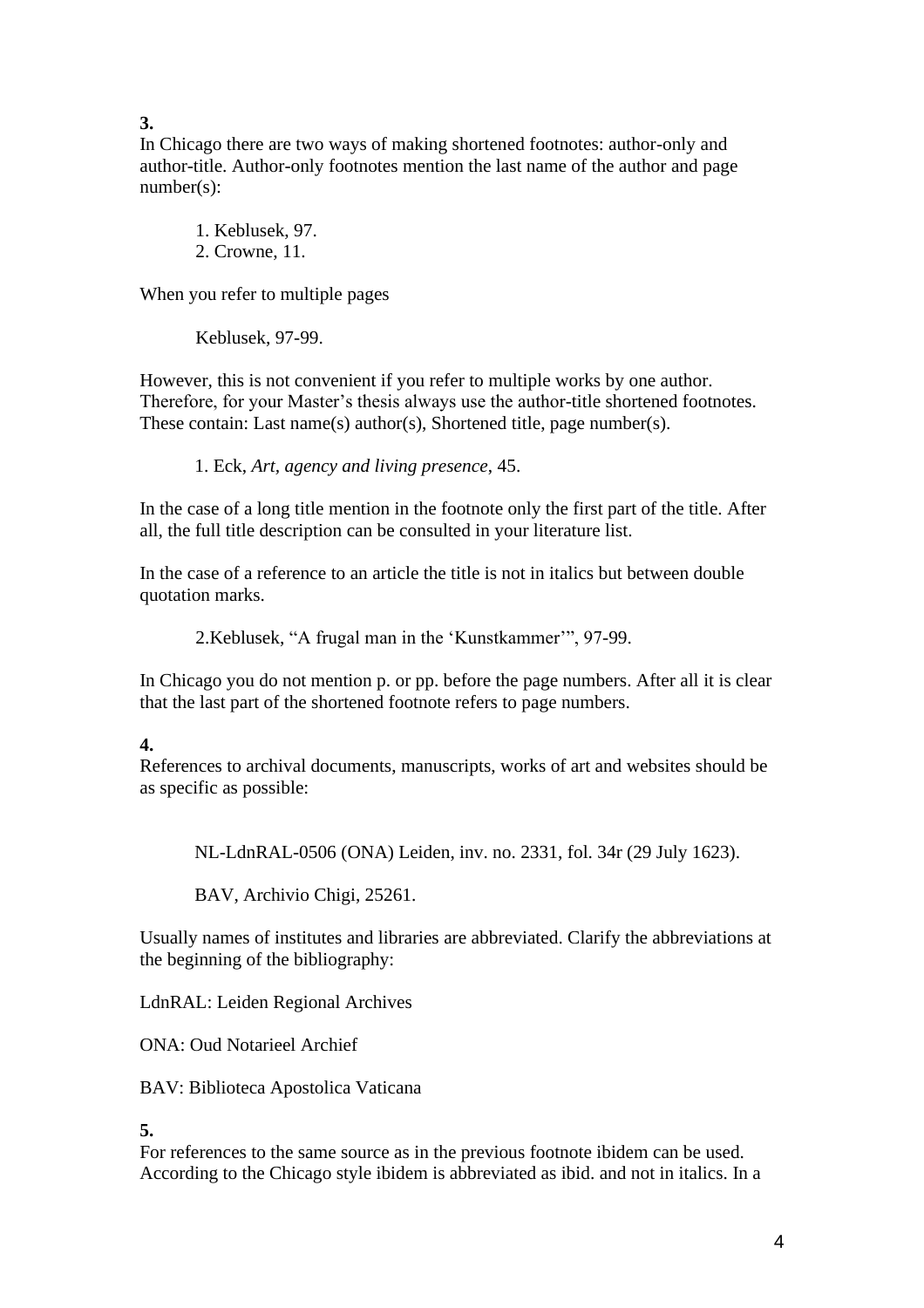**3.**
In Chicago there are two ways of making shortened footnotes: author-only and author-title. Author-only footnotes mention the last name of the author and page number(s):

> 1. Keblusek, 97.
> 2. Crowne, 11.

When you refer to multiple pages

> Keblusek, 97-99.

However, this is not convenient if you refer to multiple works by one author. Therefore, for your Master's thesis always use the author-title shortened footnotes. These contain: Last name(s) author(s), Shortened title, page number(s).

> 1. Eck, *Art, agency and living presence*, 45.

In the case of a long title mention in the footnote only the first part of the title. After all, the full title description can be consulted in your literature list.

In the case of a reference to an article the title is not in italics but between double quotation marks.

> 2.Keblusek, "A frugal man in the 'Kunstkammer'", 97-99.

In Chicago you do not mention p. or pp. before the page numbers. After all it is clear that the last part of the shortened footnote refers to page numbers.

**4.**
References to archival documents, manuscripts, works of art and websites should be as specific as possible:

> NL-LdnRAL-0506 (ONA) Leiden, inv. no. 2331, fol. 34r (29 July 1623).
>
> BAV, Archivio Chigi, 25261.

Usually names of institutes and libraries are abbreviated. Clarify the abbreviations at the beginning of the bibliography:

LdnRAL: Leiden Regional Archives

ONA: Oud Notarieel Archief

BAV: Biblioteca Apostolica Vaticana

**5.**
For references to the same source as in the previous footnote ibidem can be used. According to the Chicago style ibidem is abbreviated as ibid. and not in italics. In a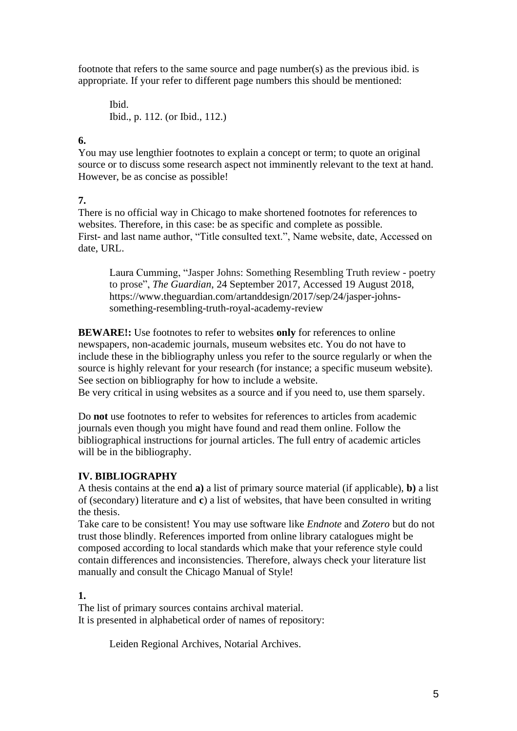footnote that refers to the same source and page number(s) as the previous ibid. is appropriate. If your refer to different page numbers this should be mentioned:

> Ibid.
> Ibid., p. 112. (or Ibid., 112.)

**6.**
You may use lengthier footnotes to explain a concept or term; to quote an original source or to discuss some research aspect not imminently relevant to the text at hand. However, be as concise as possible!

**7.**
There is no official way in Chicago to make shortened footnotes for references to websites. Therefore, in this case: be as specific and complete as possible.
First- and last name author, "Title consulted text.", Name website, date, Accessed on date, URL.

> Laura Cumming, "Jasper Johns: Something Resembling Truth review - poetry to prose", *The Guardian*, 24 September 2017, Accessed 19 August 2018, https://www.theguardian.com/artanddesign/2017/sep/24/jasper-johns-something-resembling-truth-royal-academy-review

**BEWARE!:** Use footnotes to refer to websites **only** for references to online newspapers, non-academic journals, museum websites etc. You do not have to include these in the bibliography unless you refer to the source regularly or when the source is highly relevant for your research (for instance; a specific museum website). See section on bibliography for how to include a website.
Be very critical in using websites as a source and if you need to, use them sparsely.

Do **not** use footnotes to refer to websites for references to articles from academic journals even though you might have found and read them online. Follow the bibliographical instructions for journal articles. The full entry of academic articles will be in the bibliography.

## IV. BIBLIOGRAPHY

A thesis contains at the end **a)** a list of primary source material (if applicable), **b)** a list of (secondary) literature and **c**) a list of websites, that have been consulted in writing the thesis.
Take care to be consistent! You may use software like *Endnote* and *Zotero* but do not trust those blindly. References imported from online library catalogues might be composed according to local standards which make that your reference style could contain differences and inconsistencies. Therefore, always check your literature list manually and consult the Chicago Manual of Style!

**1.**
The list of primary sources contains archival material.
It is presented in alphabetical order of names of repository:

> Leiden Regional Archives, Notarial Archives.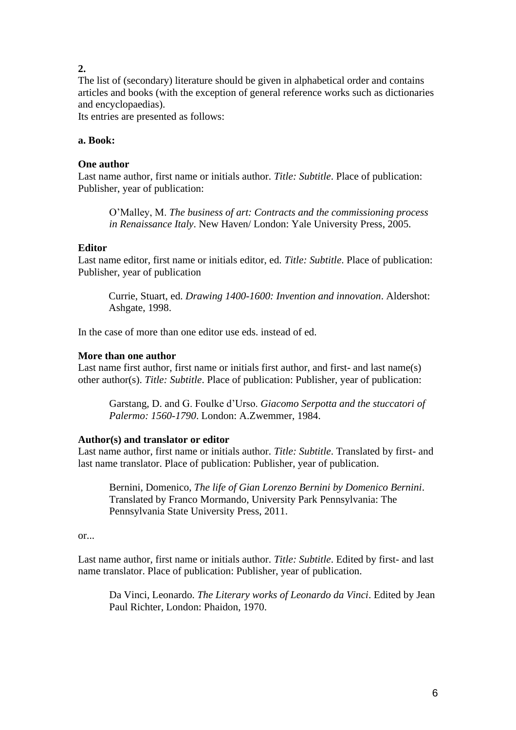**2.**

The list of (secondary) literature should be given in alphabetical order and contains articles and books (with the exception of general reference works such as dictionaries and encyclopaedias).

Its entries are presented as follows:

**a. Book:**

**One author**

Last name author, first name or initials author. *Title: Subtitle*. Place of publication: Publisher, year of publication:

> O'Malley, M. *The business of art: Contracts and the commissioning process in Renaissance Italy*. New Haven/ London: Yale University Press, 2005.

**Editor**

Last name editor, first name or initials editor, ed. *Title: Subtitle*. Place of publication: Publisher, year of publication

> Currie, Stuart, ed. *Drawing 1400-1600: Invention and innovation*. Aldershot: Ashgate, 1998.

In the case of more than one editor use eds. instead of ed.

**More than one author**

Last name first author, first name or initials first author, and first- and last name(s) other author(s). *Title: Subtitle*. Place of publication: Publisher, year of publication:

> Garstang, D. and G. Foulke d'Urso. *Giacomo Serpotta and the stuccatori of Palermo: 1560-1790*. London: A.Zwemmer, 1984.

**Author(s) and translator or editor**

Last name author, first name or initials author. *Title: Subtitle*. Translated by first- and last name translator. Place of publication: Publisher, year of publication.

> Bernini, Domenico, *The life of Gian Lorenzo Bernini by Domenico Bernini*. Translated by Franco Mormando, University Park Pennsylvania: The Pennsylvania State University Press, 2011.

or...

Last name author, first name or initials author. *Title: Subtitle*. Edited by first- and last name translator. Place of publication: Publisher, year of publication.

> Da Vinci, Leonardo. *The Literary works of Leonardo da Vinci*. Edited by Jean Paul Richter, London: Phaidon, 1970.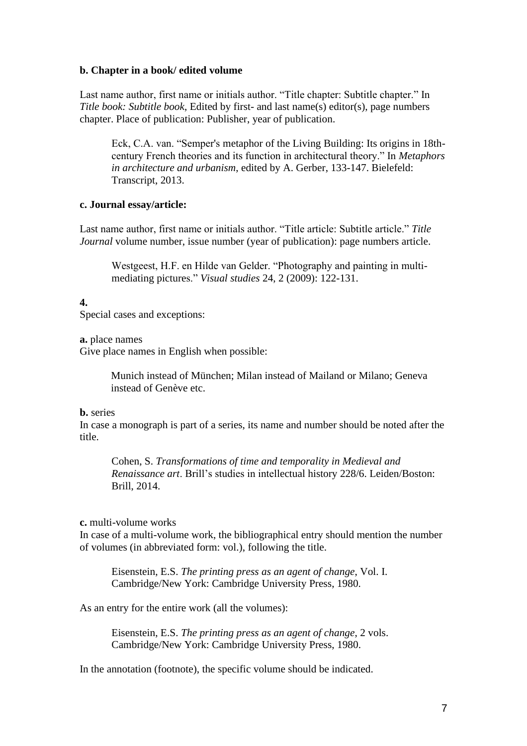**b. Chapter in a book/ edited volume**

Last name author, first name or initials author. “Title chapter: Subtitle chapter.” In *Title book: Subtitle book*, Edited by first- and last name(s) editor(s), page numbers chapter. Place of publication: Publisher, year of publication.

> Eck, C.A. van. “Semper's metaphor of the Living Building: Its origins in 18th-century French theories and its function in architectural theory.” In *Metaphors in architecture and urbanism*, edited by A. Gerber, 133-147. Bielefeld: Transcript, 2013.

**c. Journal essay/article:**

Last name author, first name or initials author. “Title article: Subtitle article.” *Title Journal* volume number, issue number (year of publication): page numbers article.

> Westgeest, H.F. en Hilde van Gelder. “Photography and painting in multi-mediating pictures.” *Visual studies* 24, 2 (2009): 122-131.

**4.**

Special cases and exceptions:

**a.** place names

Give place names in English when possible:

> Munich instead of München; Milan instead of Mailand or Milano; Geneva instead of Genève etc.

**b.** series

In case a monograph is part of a series, its name and number should be noted after the title.

> Cohen, S. *Transformations of time and temporality in Medieval and Renaissance art*. Brill’s studies in intellectual history 228/6. Leiden/Boston: Brill, 2014.

**c.** multi-volume works

In case of a multi-volume work, the bibliographical entry should mention the number of volumes (in abbreviated form: vol.), following the title.

> Eisenstein, E.S. *The printing press as an agent of change*, Vol. I. Cambridge/New York: Cambridge University Press, 1980.

As an entry for the entire work (all the volumes):

> Eisenstein, E.S. *The printing press as an agent of change*, 2 vols. Cambridge/New York: Cambridge University Press, 1980.

In the annotation (footnote), the specific volume should be indicated.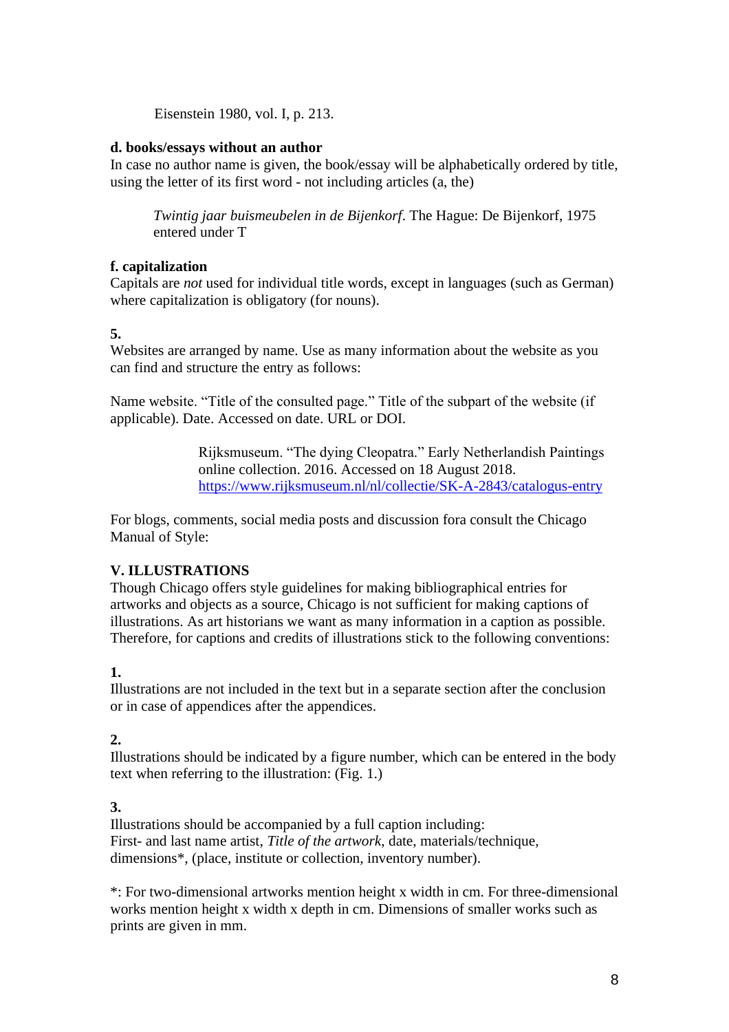Eisenstein 1980, vol. I, p. 213.

**d. books/essays without an author**

In case no author name is given, the book/essay will be alphabetically ordered by title, using the letter of its first word - not including articles (a, the)

> *Twintig jaar buismeubelen in de Bijenkorf*. The Hague: De Bijenkorf, 1975
> entered under T

**f. capitalization**

Capitals are *not* used for individual title words, except in languages (such as German) where capitalization is obligatory (for nouns).

**5.**

Websites are arranged by name. Use as many information about the website as you can find and structure the entry as follows:

Name website. "Title of the consulted page." Title of the subpart of the website (if applicable). Date. Accessed on date. URL or DOI.

> Rijksmuseum. "The dying Cleopatra." Early Netherlandish Paintings online collection. 2016. Accessed on 18 August 2018.
> https://www.rijksmuseum.nl/nl/collectie/SK-A-2843/catalogus-entry

For blogs, comments, social media posts and discussion fora consult the Chicago Manual of Style:

## V. ILLUSTRATIONS

Though Chicago offers style guidelines for making bibliographical entries for artworks and objects as a source, Chicago is not sufficient for making captions of illustrations. As art historians we want as many information in a caption as possible. Therefore, for captions and credits of illustrations stick to the following conventions:

**1.**

Illustrations are not included in the text but in a separate section after the conclusion or in case of appendices after the appendices.

**2.**

Illustrations should be indicated by a figure number, which can be entered in the body text when referring to the illustration: (Fig. 1.)

**3.**

Illustrations should be accompanied by a full caption including:
First- and last name artist, *Title of the artwork*, date, materials/technique, dimensions*, (place, institute or collection, inventory number).

*: For two-dimensional artworks mention height x width in cm. For three-dimensional works mention height x width x depth in cm. Dimensions of smaller works such as prints are given in mm.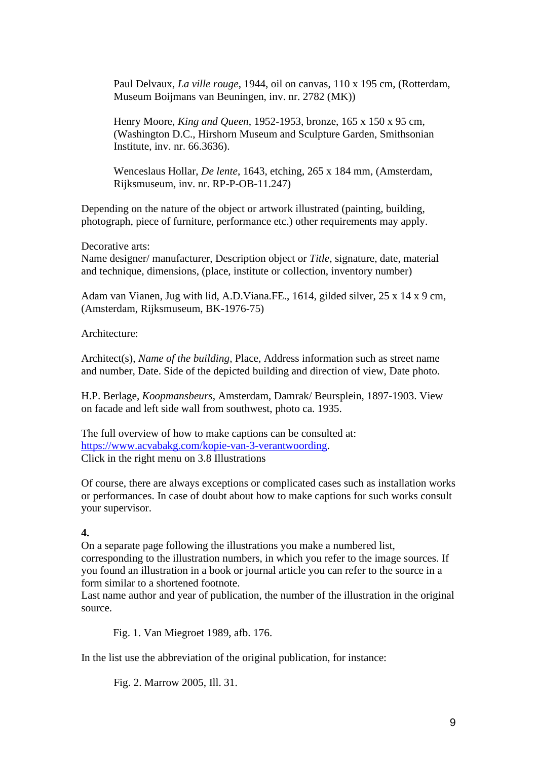> Paul Delvaux, *La ville rouge*, 1944, oil on canvas, 110 x 195 cm, (Rotterdam, Museum Boijmans van Beuningen, inv. nr. 2782 (MK))
>
> Henry Moore, *King and Queen*, 1952-1953, bronze, 165 x 150 x 95 cm, (Washington D.C., Hirshorn Museum and Sculpture Garden, Smithsonian Institute, inv. nr. 66.3636).
>
> Wenceslaus Hollar, *De lente*, 1643, etching, 265 x 184 mm, (Amsterdam, Rijksmuseum, inv. nr. RP-P-OB-11.247)

Depending on the nature of the object or artwork illustrated (painting, building, photograph, piece of furniture, performance etc.) other requirements may apply.

Decorative arts:
Name designer/ manufacturer, Description object or *Title*, signature, date, material and technique, dimensions, (place, institute or collection, inventory number)

Adam van Vianen, Jug with lid, A.D.Viana.FE., 1614, gilded silver, 25 x 14 x 9 cm, (Amsterdam, Rijksmuseum, BK-1976-75)

Architecture:

Architect(s), *Name of the building*, Place, Address information such as street name and number, Date. Side of the depicted building and direction of view, Date photo.

H.P. Berlage, *Koopmansbeurs*, Amsterdam, Damrak/ Beursplein, 1897-1903. View on facade and left side wall from southwest, photo ca. 1935.

The full overview of how to make captions can be consulted at: [https://www.acvabakg.com/kopie-van-3-verantwoording](https://www.acvabakg.com/kopie-van-3-verantwoording).
Click in the right menu on 3.8 Illustrations

Of course, there are always exceptions or complicated cases such as installation works or performances. In case of doubt about how to make captions for such works consult your supervisor.

**4.**
On a separate page following the illustrations you make a numbered list, corresponding to the illustration numbers, in which you refer to the image sources. If you found an illustration in a book or journal article you can refer to the source in a form similar to a shortened footnote.
Last name author and year of publication, the number of the illustration in the original source.

> Fig. 1. Van Miegroet 1989, afb. 176.

In the list use the abbreviation of the original publication, for instance:

> Fig. 2. Marrow 2005, Ill. 31.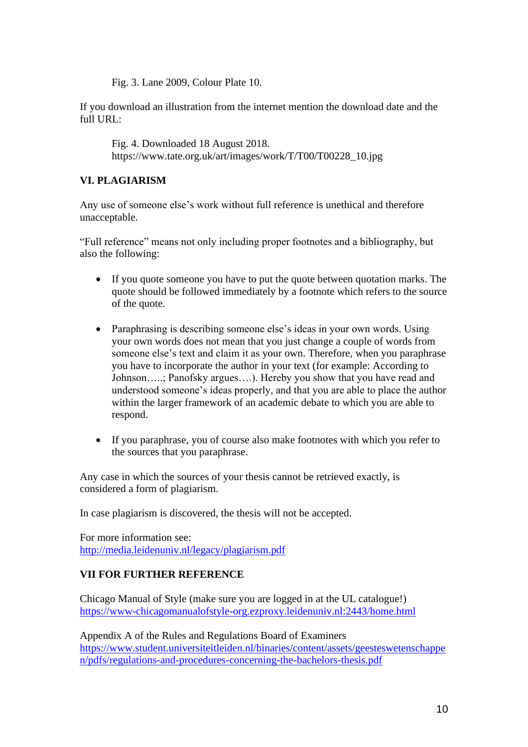Fig. 3. Lane 2009, Colour Plate 10.

If you download an illustration from the internet mention the download date and the full URL:

Fig. 4. Downloaded 18 August 2018.
https://www.tate.org.uk/art/images/work/T/T00/T00228_10.jpg

### VI. PLAGIARISM

Any use of someone else's work without full reference is unethical and therefore unacceptable.

"Full reference" means not only including proper footnotes and a bibliography, but also the following:

- If you quote someone you have to put the quote between quotation marks. The quote should be followed immediately by a footnote which refers to the source of the quote.

- Paraphrasing is describing someone else's ideas in your own words. Using your own words does not mean that you just change a couple of words from someone else's text and claim it as your own. Therefore, when you paraphrase you have to incorporate the author in your text (for example: According to Johnson…..; Panofsky argues….). Hereby you show that you have read and understood someone's ideas properly, and that you are able to place the author within the larger framework of an academic debate to which you are able to respond.

- If you paraphrase, you of course also make footnotes with which you refer to the sources that you paraphrase.

Any case in which the sources of your thesis cannot be retrieved exactly, is considered a form of plagiarism.

In case plagiarism is discovered, the thesis will not be accepted.

For more information see:
http://media.leidenuniv.nl/legacy/plagiarism.pdf

### VII FOR FURTHER REFERENCE

Chicago Manual of Style (make sure you are logged in at the UL catalogue!)
https://www-chicagomanualofstyle-org.ezproxy.leidenuniv.nl:2443/home.html

Appendix A of the Rules and Regulations Board of Examiners
https://www.student.universiteitleiden.nl/binaries/content/assets/geesteswetenschappen/pdfs/regulations-and-procedures-concerning-the-bachelors-thesis.pdf